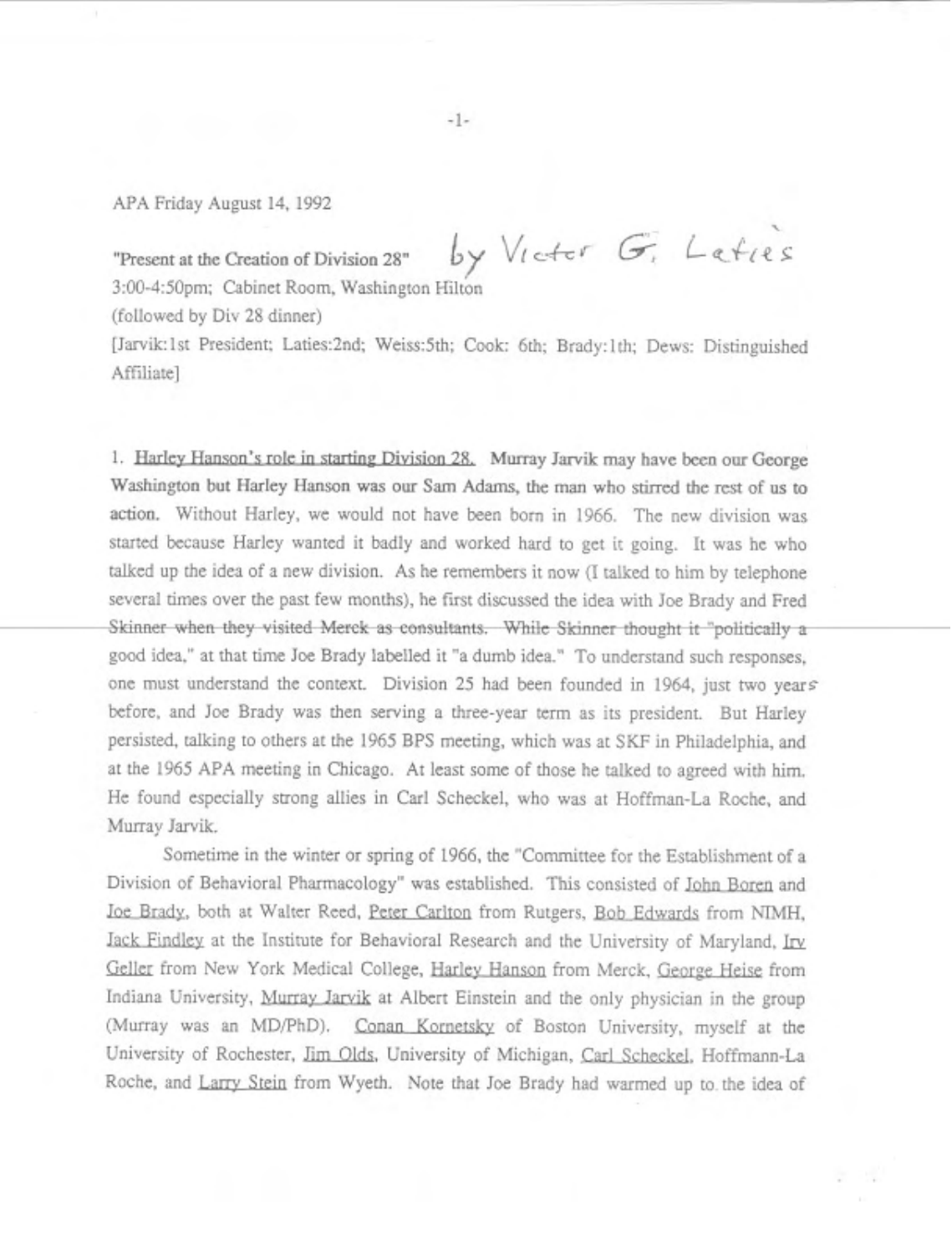APA Friday August 14, 1992

"Present at the Creation of Division 28" by Victor G. Laties

3:00-4:50pm; Cabinet Room, Washington Hilton

(followed by Div 28 dinner)

[Jarvik:1st President; Laties:2nd; Weiss:5th; Cook: 6th; Brady:1th; Dews: Distinguished Affiliate]

1. Harley Hanson's role in starting Division 28. Murray Jarvik may have been our George Washington but Harley Hanson was our Sam Adams, the man who stirred the rest of us to action. Without Harley, we would not have been born in 1966. The new division was started because Harley wanted it badly and worked hard to get it going. It was he who talked up the idea of a new division. As he remembers it now (I talked to him by telephone several times over the past few months), he first discussed the idea with Joe Brady and Fred Skinner when they visited Merck as consultants. While Skinner thought it "politically a good idea," at that time Joe Brady labelled it "a dumb idea." To understand such responses, one must understand the context. Division 25 had been founded in 1964, just two years before, and Joe Brady was then serving a three-year term as its president. But Harley persisted, talking to others at the 1965 BPS meeting, which was at SKF in Philadelphia, and at the 1965 APA meeting in Chicago. At least some of those he talked to agreed with him. He found especially strong allies in Carl Scheckel, who was at Hoffman-La Roche, and Murray Jarvik.

Sometime in the winter or spring of 1966, the "Committee for the Establishment of a Division of Behavioral Pharmacology" was established. This consisted of John Boren and Joe Brady, both at Walter Reed, Peter Carlton from Rutgers, Bob Edwards from NIMH, Jack Findley at the Institute for Behavioral Research and the University of Maryland, Irv Geller from New York Medical College, Harley Hanson from Merck, George Heise from Indiana University, Murray Jarvik at Albert Einstein and the only physician in the group (Murray was an MD/PhD). Conan Kornetsky of Boston University, myself at the University of Rochester, Jim Olds, University of Michigan, Carl Scheckel, Hoffmann-La Roche, and Larry Stein from Wyeth. Note that Joe Brady had warmed up to the idea of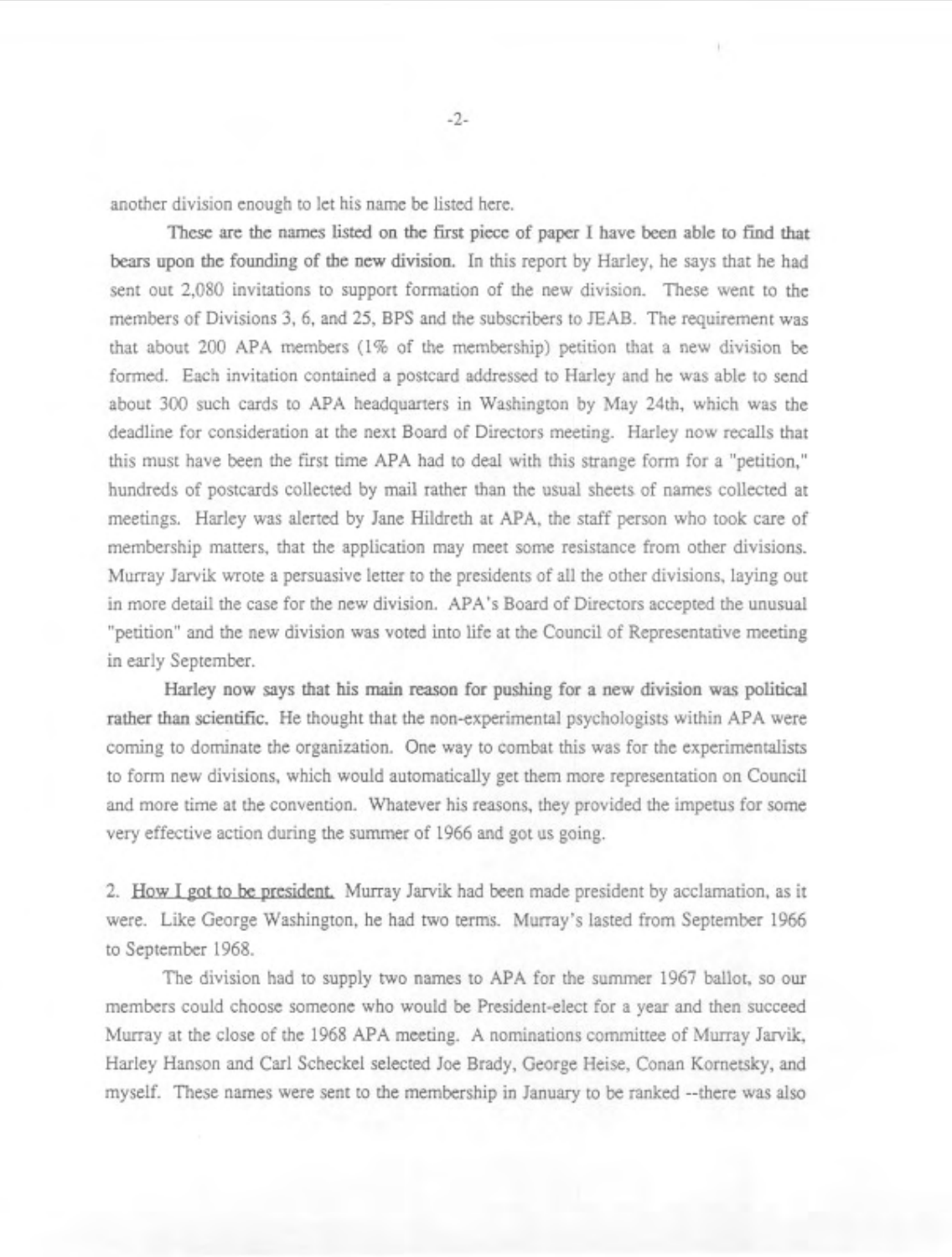another division enough to let his name be listed here.

These are the names listed on the first piece of paper I have been able to find that bears upon the founding of the new division. In this report by Harley, he says that he had sent out 2,080 invitations to support formation of the new division. These went to the members of Divisions 3, 6, and 25, BPS and the subscribers to JEAB. The requirement was that about 200 APA members (1% of the membership) petition that a new division be formed. Each invitation contained a postcard addressed to Harley and he was able to send about 300 such cards to APA headquarters in Washington by May 24th, which was the deadline for consideration at the next Board of Directors meeting. Harley now recalls that this must have been the first time APA had to deal with this strange form for a "petition," hundreds of postcards collected by mail rather than the usual sheets of names collected at meetings. Harley was alerted by Jane Hildreth at APA, the staff person who took care of membership matters, that the application may meet some resistance from other divisions. Murray Jarvik wrote a persuasive letter to the presidents of all the other divisions, laying out in more detail the case for the new division. APA's Board of Directors accepted the unusual "petition" and the new division was voted into life at the Council of Representative meeting in early September.

Harley now says that his main reason for pushing for a new division was political rather than scientific. He thought that the non-experimental psychologists within APA were coming to dominate the organization. One way to combat this was for the experimentalists to form new divisions, which would automatically get them more representation on Council and more time at the convention. Whatever his reasons, they provided the impetus for some very effective action during the summer of 1966 and got us going.

2. How I got to be president. Murray Jarvik had been made president by acclamation, as it were. Like George Washington, he had two terms. Murray's lasted from September 1966 to September 1968.

The division had to supply two names to APA for the summer 1967 ballot, so our members could choose someone who would be President-elect for a year and then succeed Murray at the close of the 1968 APA meeting. A nominations committee of Murray Jarvik, Harley Hanson and Carl Scheckel selected Joe Brady, George Heise, Conan Kornetsky, and myself. These names were sent to the membership in January to be ranked --there was also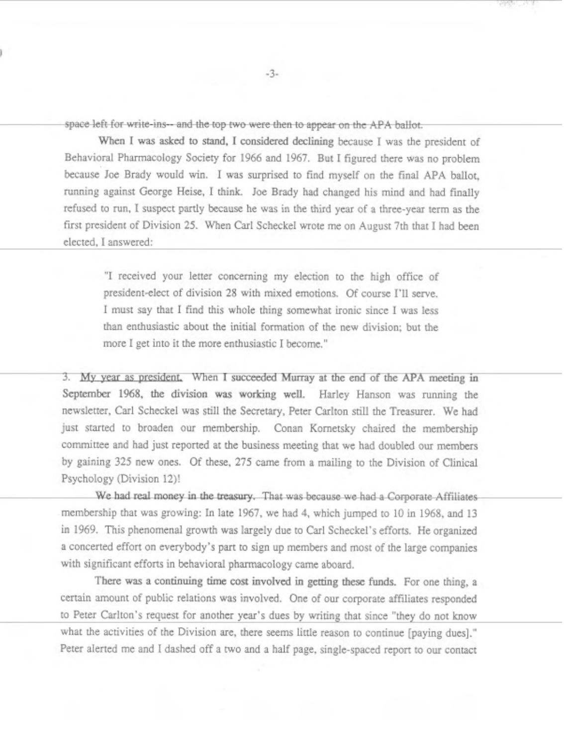space left for write-ins-- and the top two were then to appear on the APA ballot.

When I was asked to stand, I considered declining because I was the president of Behavioral Pharmacology Society for 1966 and 1967. But I figured there was no problem because Joe Brady would win. I was surprised to find myself on the final APA ballot, running against George Heise, I think. Joe Brady had changed his mind and had finally refused to run, I suspect partly because he was in the third year of a three-year term as the first president of Division 25. When Carl Scheckel wrote me on August 7th that I had been elected, I answered:

> "I received your letter concerning my election to the high office of president-elect of division 28 with mixed emotions. Of course I'll serve. I must say that I find this whole thing somewhat ironic since I was less than enthusiastic about the initial formation of the new division; but the more I get into it the more enthusiastic I become."

3. <u>My year as president.</u> When I succeeded Murray at the end of the APA meeting in September 1968, the division was working well. Harley Hanson was running the newsletter, Carl Scheckel was still the Secretary, Peter Carlton still the Treasurer. We had just started to broaden our membership. Conan Kornetsky chaired the membership committee and had just reported at the business meeting that we had doubled our members by gaining 325 new ones. Of these, 275 came from a mailing to the Division of Clinical Psychology (Division 12)!

We had real money in the treasury. That was because we had a Corporate Affiliates membership that was growing: In late 1967, we had 4, which jumped to 10 in 1968, and 13 in 1969. This phenomenal growth was largely due to Carl Scheckel's efforts. He organized a concerted effort on everybody's part to sign up members and most of the large companies with significant efforts in behavioral pharmacology came aboard.

There was a continuing time cost involved in getting these funds. For one thing, a certain amount of public relations was involved. One of our corporate affiliates responded to Peter Carlton's request for another year's dues by writing that since "they do not know what the activities of the Division are, there seems little reason to continue [paying dues]." Peter alerted me and I dashed off a two and a half page, single-spaced report to our contact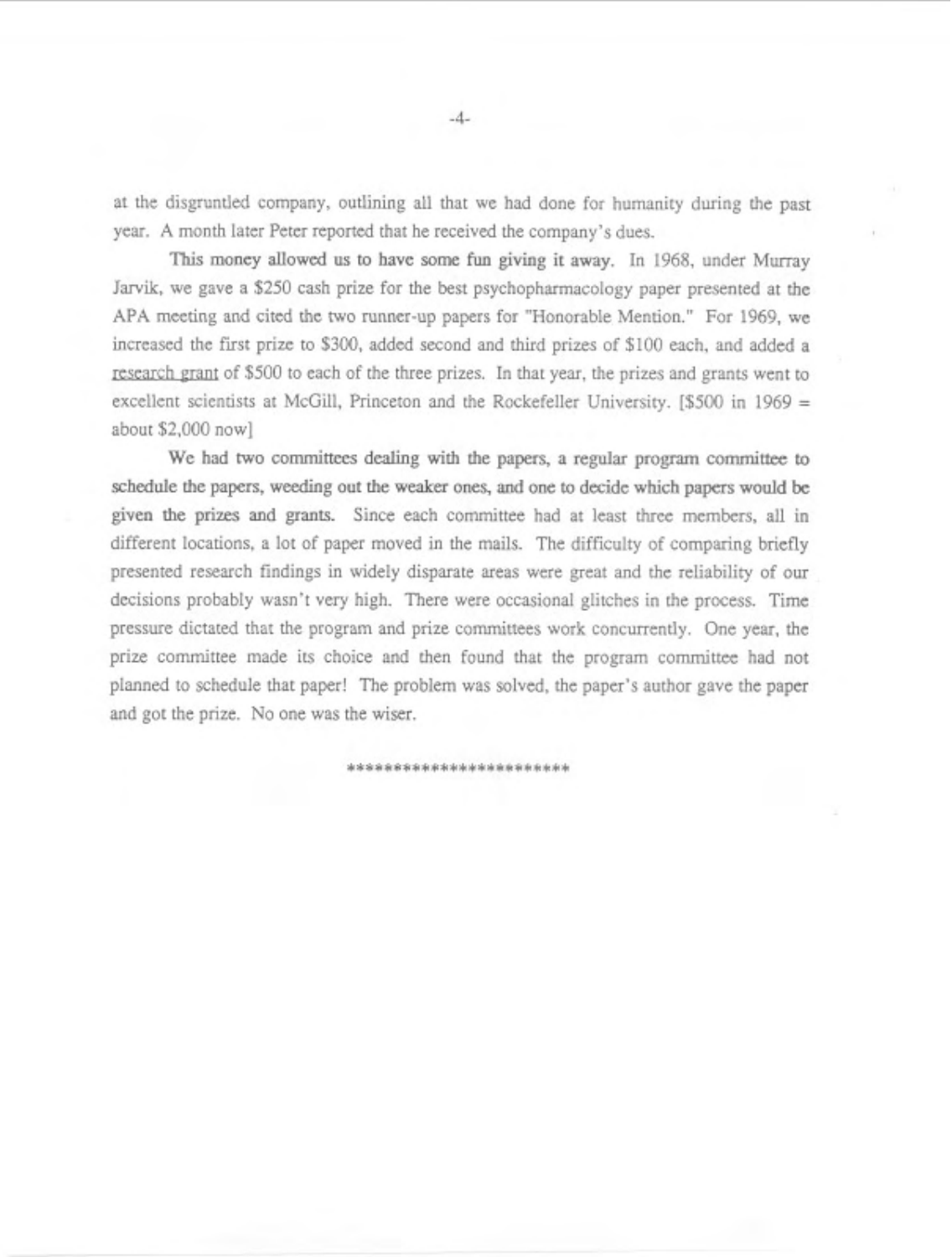at the disgruntled company, outlining all that we had done for humanity during the past year. A month later Peter reported that he received the company's dues.

This money allowed us to have some fun giving it away. In 1968, under Murray Jarvik, we gave a $250 cash prize for the best psychopharmacology paper presented at the APA meeting and cited the two runner-up papers for "Honorable Mention." For 1969, we increased the first prize to $300, added second and third prizes of $100 each, and added a research grant of $500 to each of the three prizes. In that year, the prizes and grants went to excellent scientists at McGill, Princeton and the Rockefeller University. [$500 in 1969 = about $2,000 now]

We had two committees dealing with the papers, a regular program committee to schedule the papers, weeding out the weaker ones, and one to decide which papers would be given the prizes and grants. Since each committee had at least three members, all in different locations, a lot of paper moved in the mails. The difficulty of comparing briefly presented research findings in widely disparate areas were great and the reliability of our decisions probably wasn't very high. There were occasional glitches in the process. Time pressure dictated that the program and prize committees work concurrently. One year, the prize committee made its choice and then found that the program committee had not planned to schedule that paper! The problem was solved, the paper's author gave the paper and got the prize. No one was the wiser.

***********************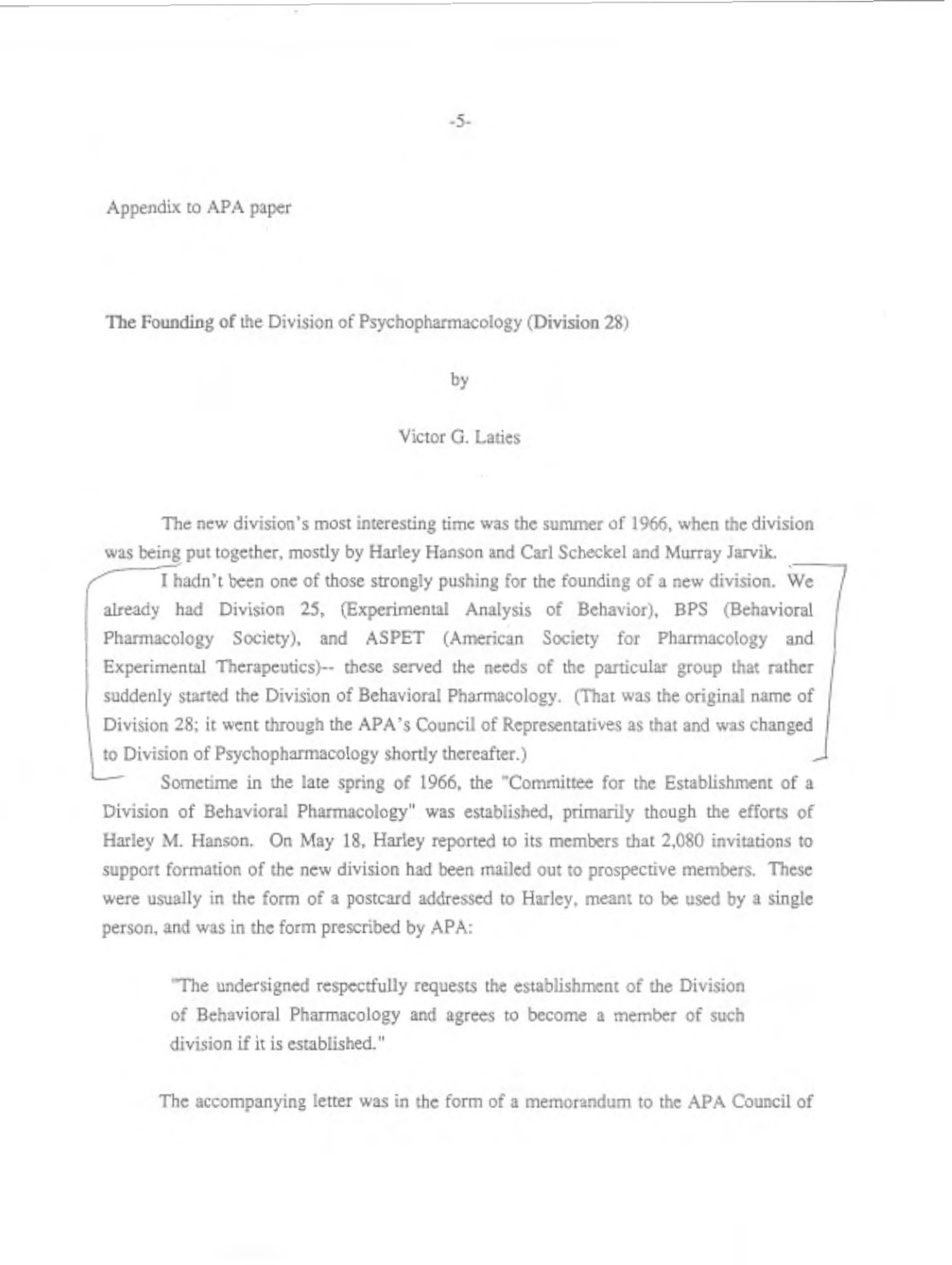Appendix to APA paper

## The Founding of the Division of Psychopharmacology (Division 28)

by

Victor G. Laties

The new division's most interesting time was the summer of 1966, when the division was being put together, mostly by Harley Hanson and Carl Scheckel and Murray Jarvik.

I hadn't been one of those strongly pushing for the founding of a new division. We already had Division 25, (Experimental Analysis of Behavior), BPS (Behavioral Pharmacology Society), and ASPET (American Society for Pharmacology and Experimental Therapeutics)-- these served the needs of the particular group that rather suddenly started the Division of Behavioral Pharmacology. (That was the original name of Division 28; it went through the APA's Council of Representatives as that and was changed to Division of Psychopharmacology shortly thereafter.)

Sometime in the late spring of 1966, the "Committee for the Establishment of a Division of Behavioral Pharmacology" was established, primarily though the efforts of Harley M. Hanson. On May 18, Harley reported to its members that 2,080 invitations to support formation of the new division had been mailed out to prospective members. These were usually in the form of a postcard addressed to Harley, meant to be used by a single person, and was in the form prescribed by APA:

> "The undersigned respectfully requests the establishment of the Division of Behavioral Pharmacology and agrees to become a member of such division if it is established."

The accompanying letter was in the form of a memorandum to the APA Council of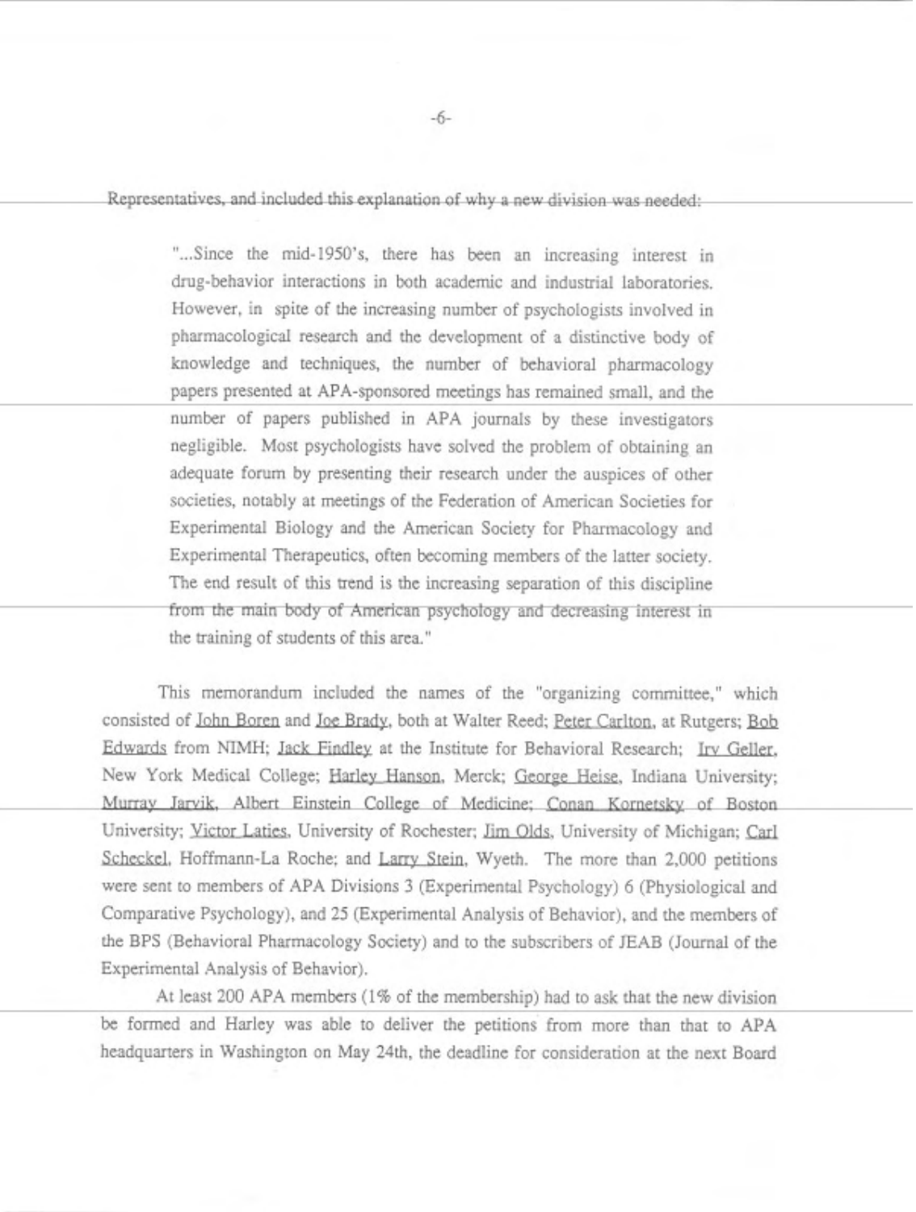Representatives, and included this explanation of why a new division was needed:

> "...Since the mid-1950's, there has been an increasing interest in drug-behavior interactions in both academic and industrial laboratories. However, in spite of the increasing number of psychologists involved in pharmacological research and the development of a distinctive body of knowledge and techniques, the number of behavioral pharmacology papers presented at APA-sponsored meetings has remained small, and the number of papers published in APA journals by these investigators negligible. Most psychologists have solved the problem of obtaining an adequate forum by presenting their research under the auspices of other societies, notably at meetings of the Federation of American Societies for Experimental Biology and the American Society for Pharmacology and Experimental Therapeutics, often becoming members of the latter society. The end result of this trend is the increasing separation of this discipline from the main body of American psychology and decreasing interest in the training of students of this area."

This memorandum included the names of the "organizing committee," which consisted of John Boren and Joe Brady, both at Walter Reed; Peter Carlton, at Rutgers; Bob Edwards from NIMH; Jack Findley at the Institute for Behavioral Research; Irv Geller, New York Medical College; Harley Hanson, Merck; George Heise, Indiana University; Murray Jarvik, Albert Einstein College of Medicine; Conan Kornetsky of Boston University; Victor Laties, University of Rochester; Jim Olds, University of Michigan; Carl Scheckel, Hoffmann-La Roche; and Larry Stein, Wyeth. The more than 2,000 petitions were sent to members of APA Divisions 3 (Experimental Psychology) 6 (Physiological and Comparative Psychology), and 25 (Experimental Analysis of Behavior), and the members of the BPS (Behavioral Pharmacology Society) and to the subscribers of JEAB (Journal of the Experimental Analysis of Behavior).

At least 200 APA members (1% of the membership) had to ask that the new division be formed and Harley was able to deliver the petitions from more than that to APA headquarters in Washington on May 24th, the deadline for consideration at the next Board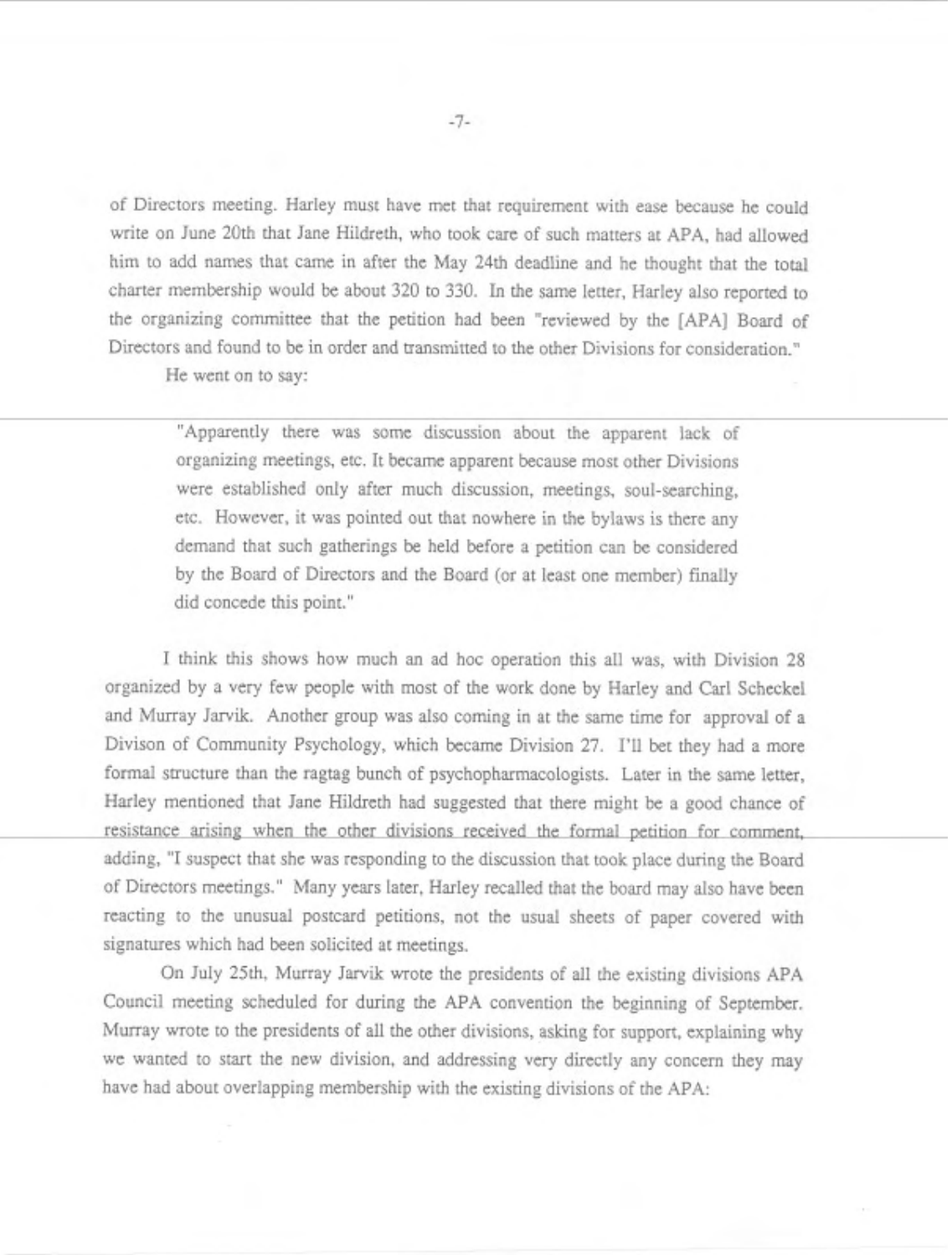of Directors meeting. Harley must have met that requirement with ease because he could write on June 20th that Jane Hildreth, who took care of such matters at APA, had allowed him to add names that came in after the May 24th deadline and he thought that the total charter membership would be about 320 to 330. In the same letter, Harley also reported to the organizing committee that the petition had been "reviewed by the [APA] Board of Directors and found to be in order and transmitted to the other Divisions for consideration." He went on to say:

> "Apparently there was some discussion about the apparent lack of organizing meetings, etc. It became apparent because most other Divisions were established only after much discussion, meetings, soul-searching, etc. However, it was pointed out that nowhere in the bylaws is there any demand that such gatherings be held before a petition can be considered by the Board of Directors and the Board (or at least one member) finally did concede this point."

I think this shows how much an ad hoc operation this all was, with Division 28 organized by a very few people with most of the work done by Harley and Carl Scheckel and Murray Jarvik. Another group was also coming in at the same time for approval of a Divison of Community Psychology, which became Division 27. I'll bet they had a more formal structure than the ragtag bunch of psychopharmacologists. Later in the same letter, Harley mentioned that Jane Hildreth had suggested that there might be a good chance of resistance arising when the other divisions received the formal petition for comment, adding, "I suspect that she was responding to the discussion that took place during the Board of Directors meetings." Many years later, Harley recalled that the board may also have been reacting to the unusual postcard petitions, not the usual sheets of paper covered with signatures which had been solicited at meetings.

On July 25th, Murray Jarvik wrote the presidents of all the existing divisions APA Council meeting scheduled for during the APA convention the beginning of September. Murray wrote to the presidents of all the other divisions, asking for support, explaining why we wanted to start the new division, and addressing very directly any concern they may have had about overlapping membership with the existing divisions of the APA: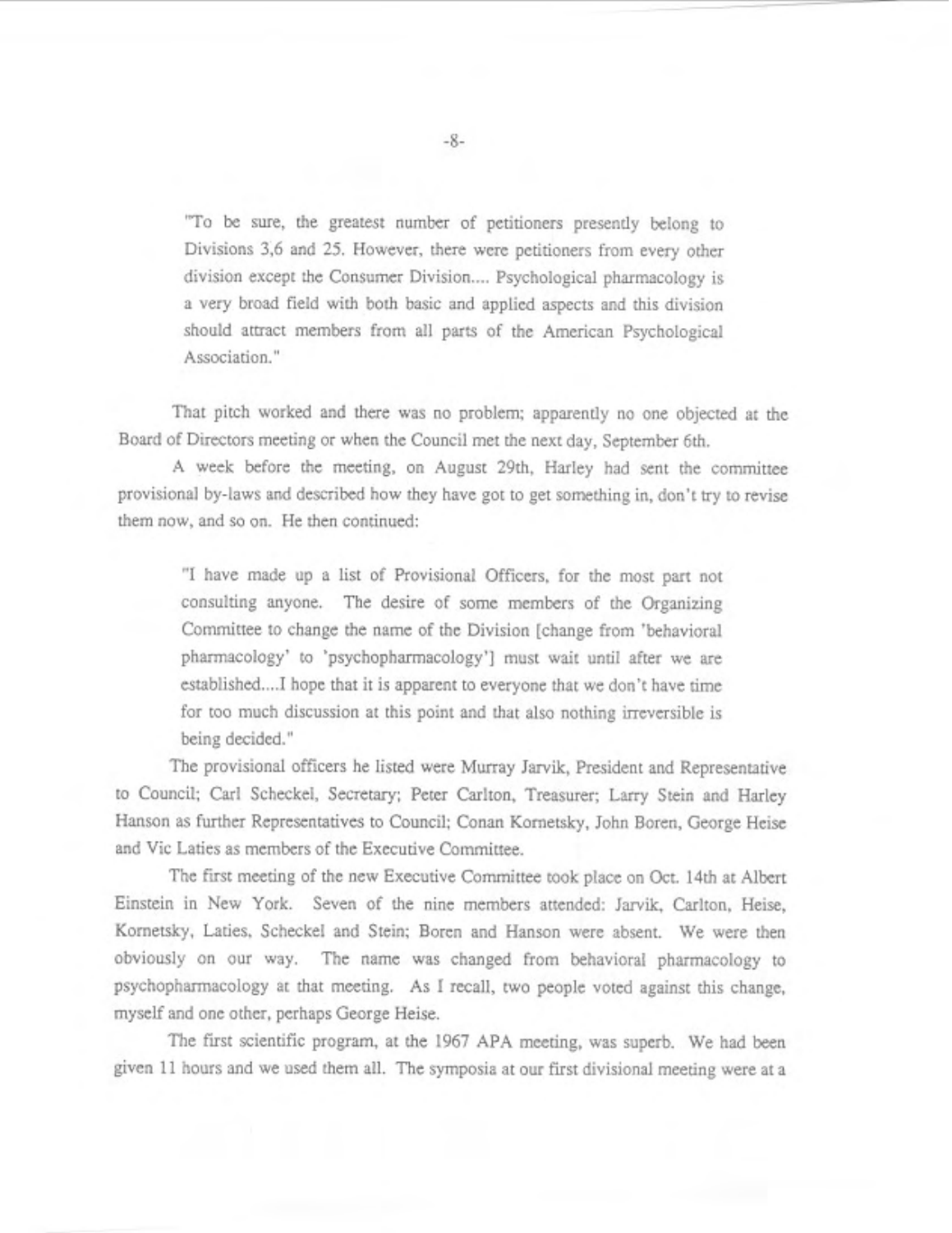"To be sure, the greatest number of petitioners presently belong to Divisions 3,6 and 25. However, there were petitioners from every other division except the Consumer Division.... Psychological pharmacology is a very broad field with both basic and applied aspects and this division should attract members from all parts of the American Psychological Association."

That pitch worked and there was no problem; apparently no one objected at the Board of Directors meeting or when the Council met the next day, September 6th.

A week before the meeting, on August 29th, Harley had sent the committee provisional by-laws and described how they have got to get something in, don't try to revise them now, and so on. He then continued:

"I have made up a list of Provisional Officers, for the most part not consulting anyone. The desire of some members of the Organizing Committee to change the name of the Division [change from 'behavioral pharmacology' to 'psychopharmacology'] must wait until after we are established....I hope that it is apparent to everyone that we don't have time for too much discussion at this point and that also nothing irreversible is being decided."

The provisional officers he listed were Murray Jarvik, President and Representative to Council; Carl Scheckel, Secretary; Peter Carlton, Treasurer; Larry Stein and Harley Hanson as further Representatives to Council; Conan Kornetsky, John Boren, George Heise and Vic Laties as members of the Executive Committee.

The first meeting of the new Executive Committee took place on Oct. 14th at Albert Einstein in New York. Seven of the nine members attended: Jarvik, Carlton, Heise, Kornetsky, Laties, Scheckel and Stein; Boren and Hanson were absent. We were then obviously on our way. The name was changed from behavioral pharmacology to psychopharmacology at that meeting. As I recall, two people voted against this change, myself and one other, perhaps George Heise.

The first scientific program, at the 1967 APA meeting, was superb. We had been given 11 hours and we used them all. The symposia at our first divisional meeting were at a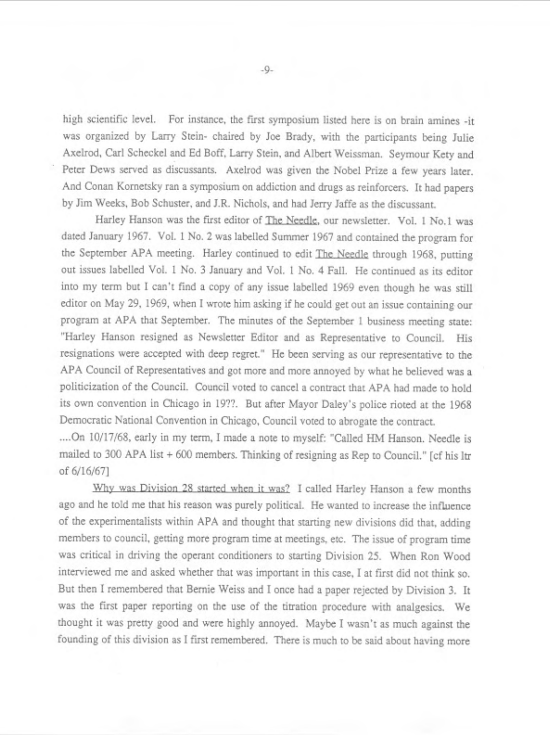high scientific level. For instance, the first symposium listed here is on brain amines -it was organized by Larry Stein- chaired by Joe Brady, with the participants being Julie Axelrod, Carl Scheckel and Ed Boff, Larry Stein, and Albert Weissman. Seymour Kety and Peter Dews served as discussants. Axelrod was given the Nobel Prize a few years later. And Conan Kornetsky ran a symposium on addiction and drugs as reinforcers. It had papers by Jim Weeks, Bob Schuster, and J.R. Nichols, and had Jerry Jaffe as the discussant.

Harley Hanson was the first editor of <u>The Needle</u>, our newsletter. Vol. 1 No.1 was dated January 1967. Vol. 1 No. 2 was labelled Summer 1967 and contained the program for the September APA meeting. Harley continued to edit <u>The Needle</u> through 1968, putting out issues labelled Vol. 1 No. 3 January and Vol. 1 No. 4 Fall. He continued as its editor into my term but I can't find a copy of any issue labelled 1969 even though he was still editor on May 29, 1969, when I wrote him asking if he could get out an issue containing our program at APA that September. The minutes of the September 1 business meeting state: "Harley Hanson resigned as Newsletter Editor and as Representative to Council. His resignations were accepted with deep regret." He been serving as our representative to the APA Council of Representatives and got more and more annoyed by what he believed was a politicization of the Council. Council voted to cancel a contract that APA had made to hold its own convention in Chicago in 19??. But after Mayor Daley's police rioted at the 1968 Democratic National Convention in Chicago, Council voted to abrogate the contract.

....On 10/17/68, early in my term, I made a note to myself: "Called HM Hanson. Needle is mailed to 300 APA list + 600 members. Thinking of resigning as Rep to Council." [cf his ltr of 6/16/67]

<u>Why was Division 28 started when it was?</u> I called Harley Hanson a few months ago and he told me that his reason was purely political. He wanted to increase the influence of the experimentalists within APA and thought that starting new divisions did that, adding members to council, getting more program time at meetings, etc. The issue of program time was critical in driving the operant conditioners to starting Division 25. When Ron Wood interviewed me and asked whether that was important in this case, I at first did not think so. But then I remembered that Bernie Weiss and I once had a paper rejected by Division 3. It was the first paper reporting on the use of the titration procedure with analgesics. We thought it was pretty good and were highly annoyed. Maybe I wasn't as much against the founding of this division as I first remembered. There is much to be said about having more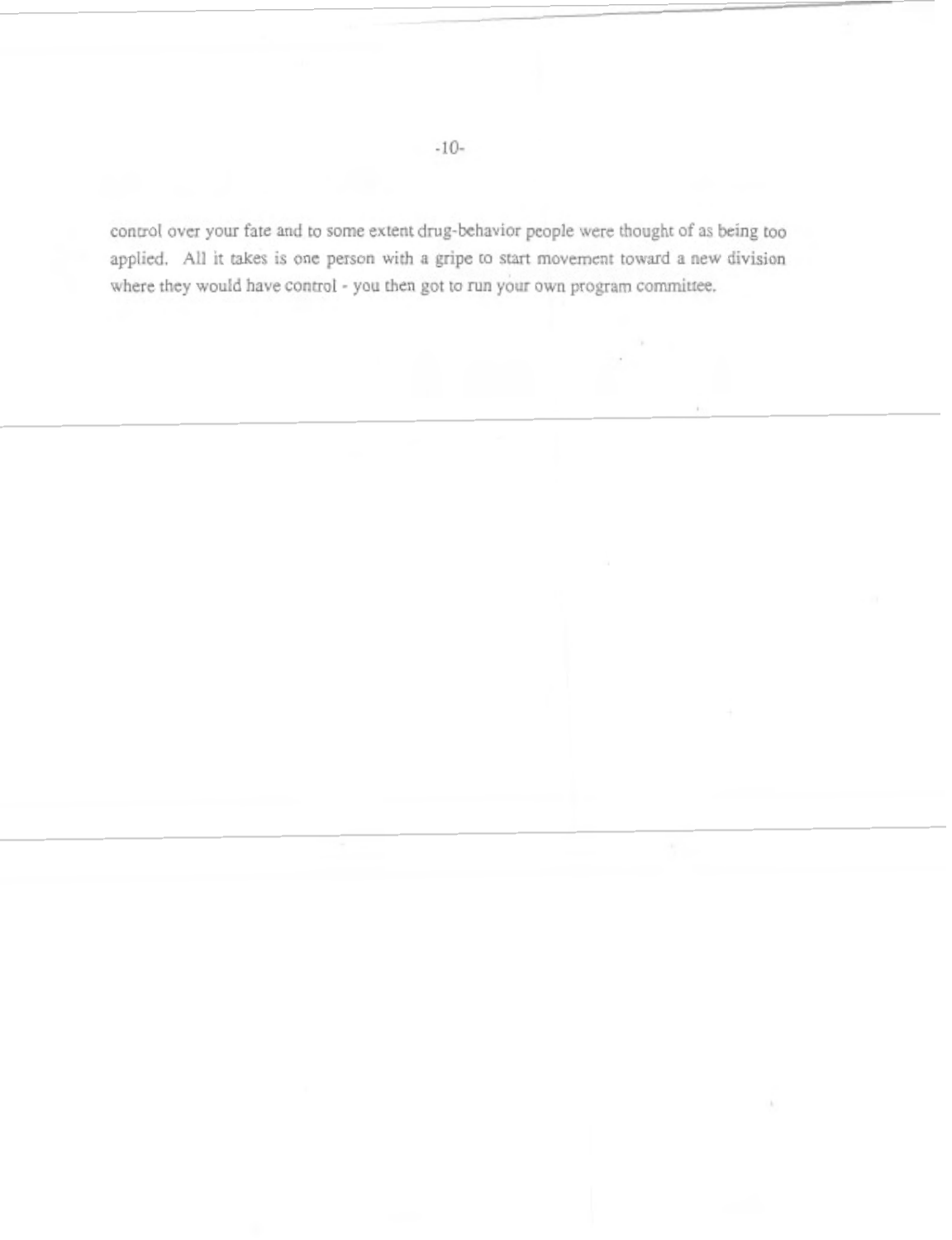control over your fate and to some extent drug-behavior people were thought of as being too applied. All it takes is one person with a gripe to start movement toward a new division where they would have control - you then got to run your own program committee.